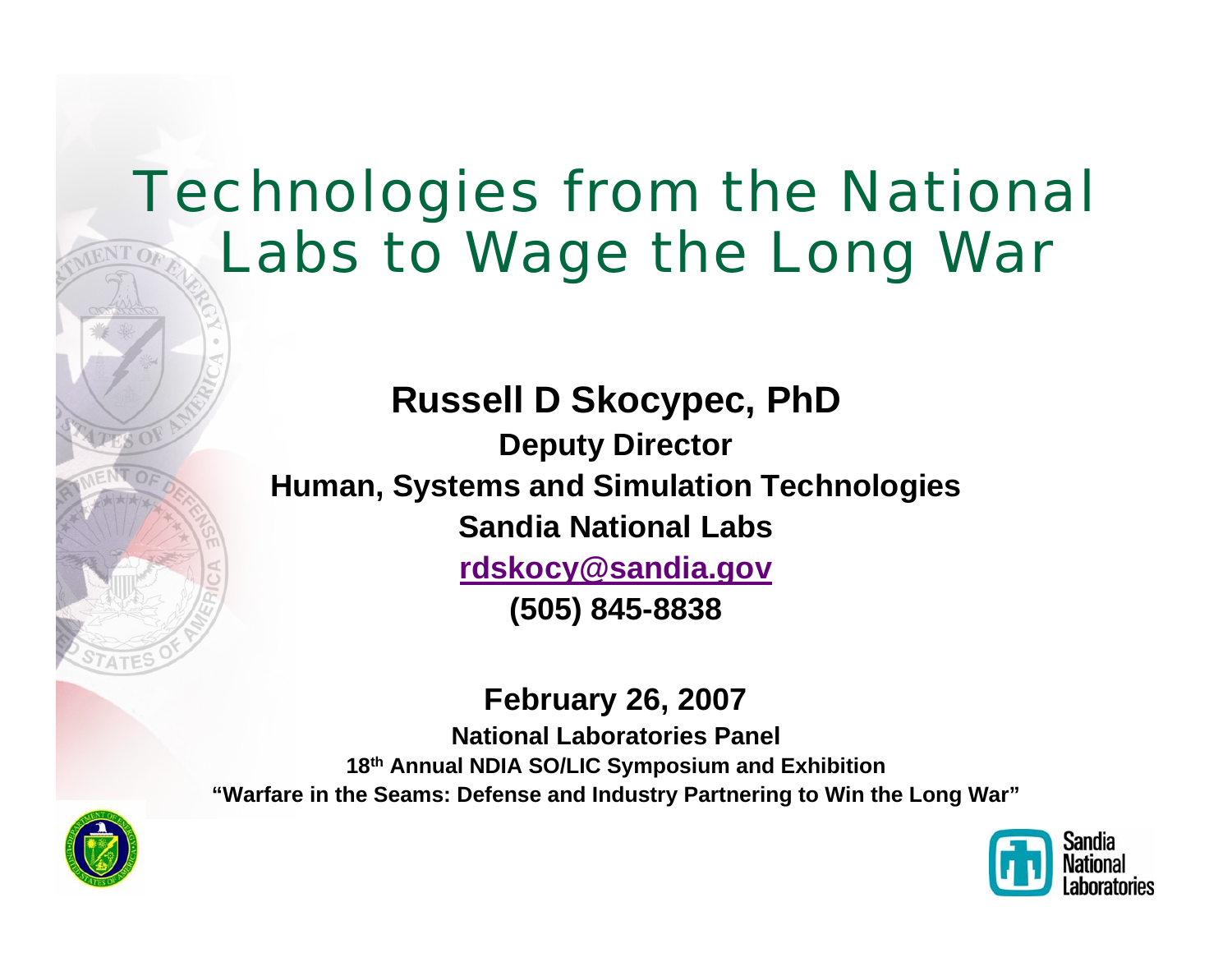# Technologies from the National Labs to Wage the Long War

**Russell D Skocypec, PhD**

**Deputy Director**

**Human, Systems and Simulation Technologies**

**Sandia National Labs**

**rdskocy@sandia.gov**

**(505) 845-8838**

**February 26, 2007**

**National Laboratories Panel**

**18th Annual NDIA SO/LIC Symposium and Exhibition**

**"Warfare in the Seams: Defense and Industry Partnering to Win the Long War"**

Sandia National Laboratories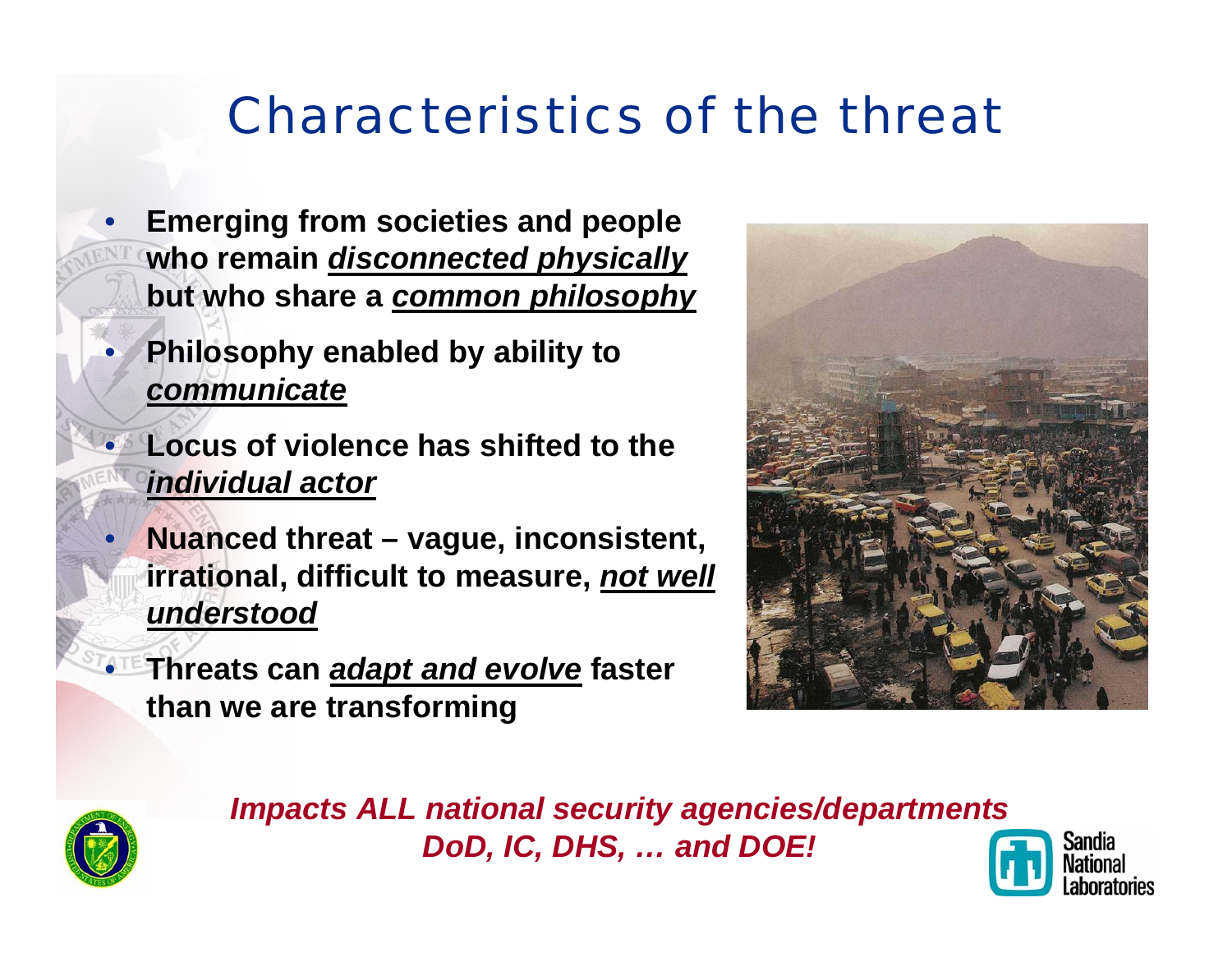# Characteristics of the threat

- **Emerging from societies and people who remain *disconnected physically* but who share a *common philosophy***
- **Philosophy enabled by ability to *communicate***
- **Locus of violence has shifted to the *individual actor***
- **Nuanced threat – vague, inconsistent, irrational, difficult to measure, *not well understood***
- **Threats can *adapt and evolve* faster than we are transforming**

***Impacts ALL national security agencies/departments DoD, IC, DHS, … and DOE!***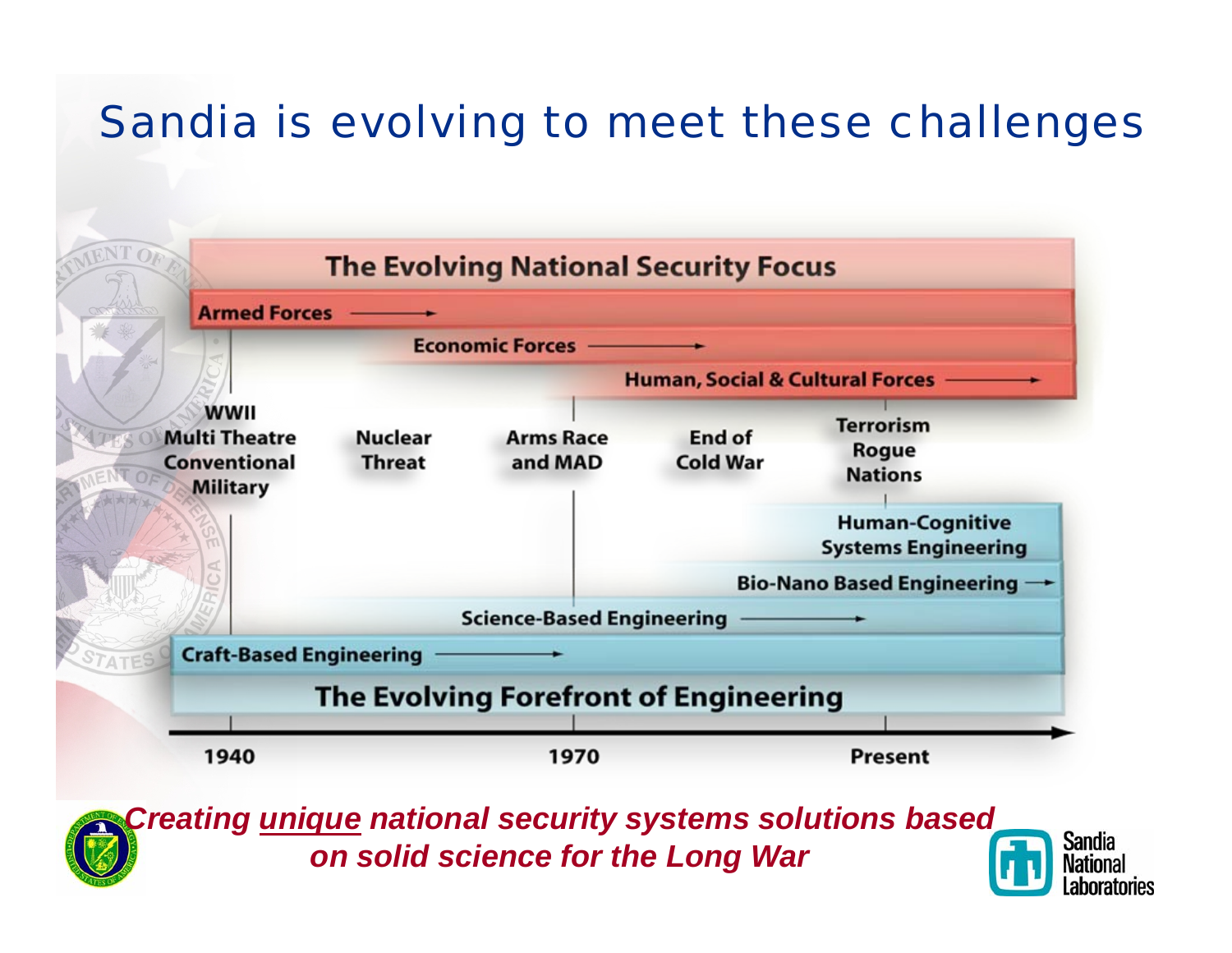# Sandia is evolving to meet these challenges

**The Evolving National Security Focus**

- Armed Forces →
- Economic Forces →
- Human, Social & Cultural Forces →

| 1940 | | 1970 | | Present |
|---|---|---|---|---|
| WWII Multi Theatre Conventional Military | Nuclear Threat | Arms Race and MAD | End of Cold War | Terrorism Rogue Nations |

**The Evolving Forefront of Engineering**

- Craft-Based Engineering →
- Science-Based Engineering →
- Bio-Nano Based Engineering →
- Human-Cognitive Systems Engineering

***Creating unique national security systems solutions based on solid science for the Long War***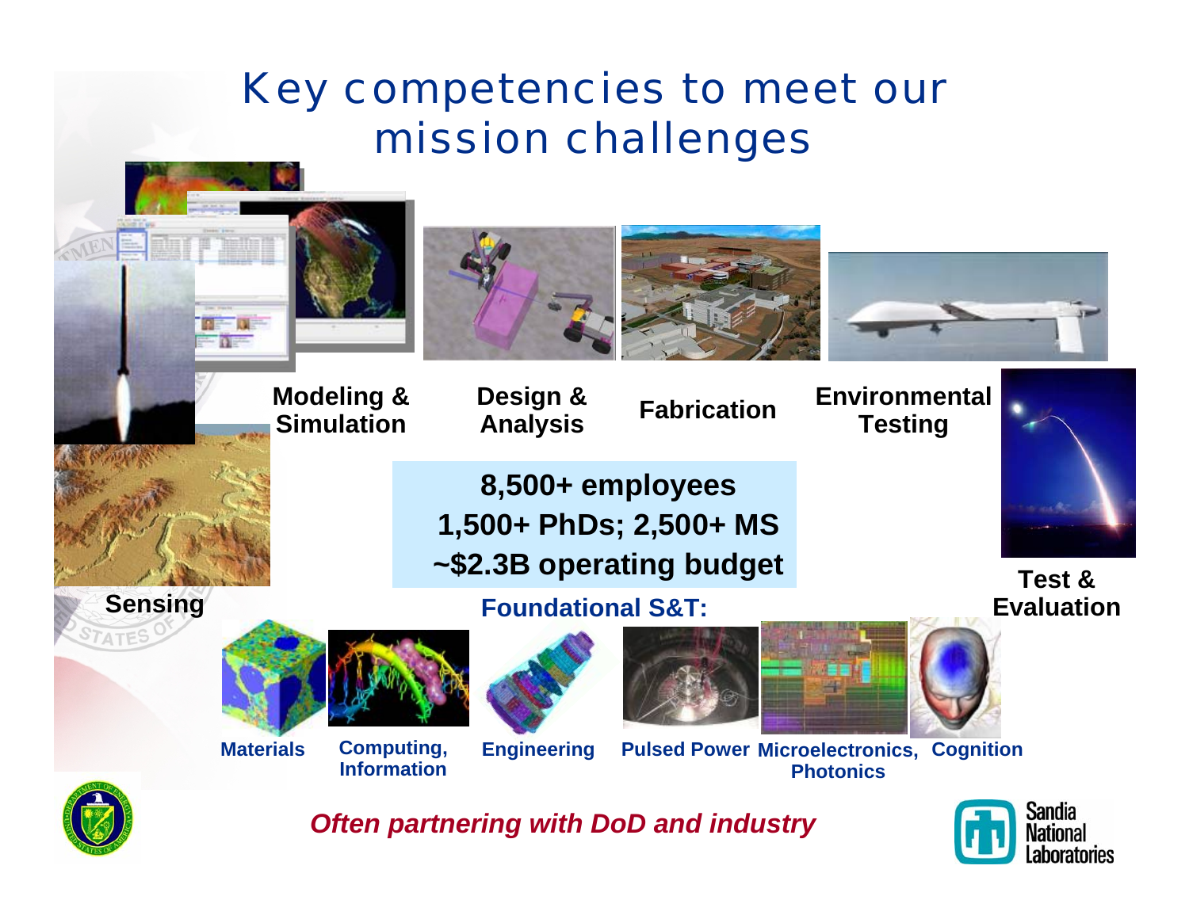# Key competencies to meet our mission challenges

**Modeling & Simulation**

**Design & Analysis**

**Fabrication**

**Environmental Testing**

**Sensing**

**Test & Evaluation**

**8,500+ employees**
**1,500+ PhDs; 2,500+ MS**
**~$2.3B operating budget**

**Foundational S&T:**

- **Materials**
- **Computing, Information**
- **Engineering**
- **Pulsed Power**
- **Microelectronics, Photonics**
- **Cognition**

***Often partnering with DoD and industry***

Sandia National Laboratories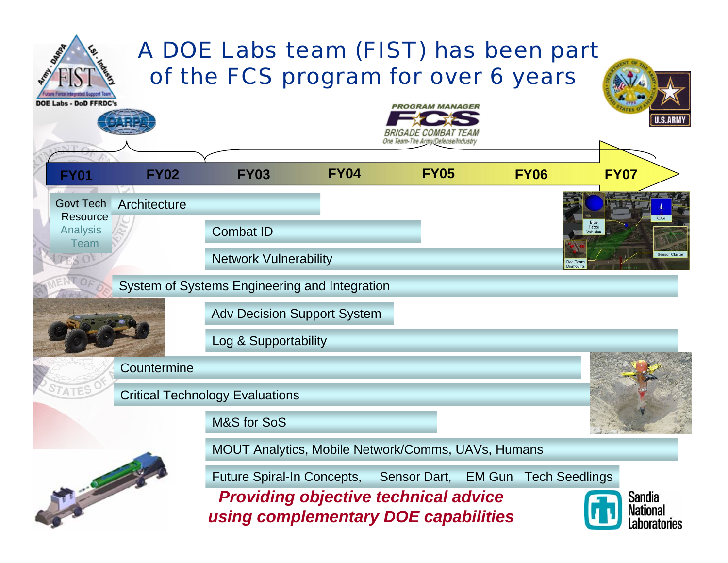# A DOE Labs team (FIST) has been part of the FCS program for over 6 years

FIST – Future Force Integrated Support Team – Army - DARPA – LSI - Industry – DOE Labs - DoD FFRDC's

DARPA

PROGRAM MANAGER FCS BRIGADE COMBAT TEAM – One Team-The Army/Defense/Industry

U.S. ARMY

FY01 | FY02 | FY03 | FY04 | FY05 | FY06 | FY07

- Govt Tech Resource Analysis Team
- Architecture
- Combat ID
- Network Vulnerability
- System of Systems Engineering and Integration
- Adv Decision Support System
- Log & Supportability
- Countermine
- Critical Technology Evaluations
- M&S for SoS
- MOUT Analytics, Mobile Network/Comms, UAVs, Humans
- Future Spiral-In Concepts, Sensor Dart, EM Gun Tech Seedlings

***Providing objective technical advice using complementary DOE capabilities***

Sandia National Laboratories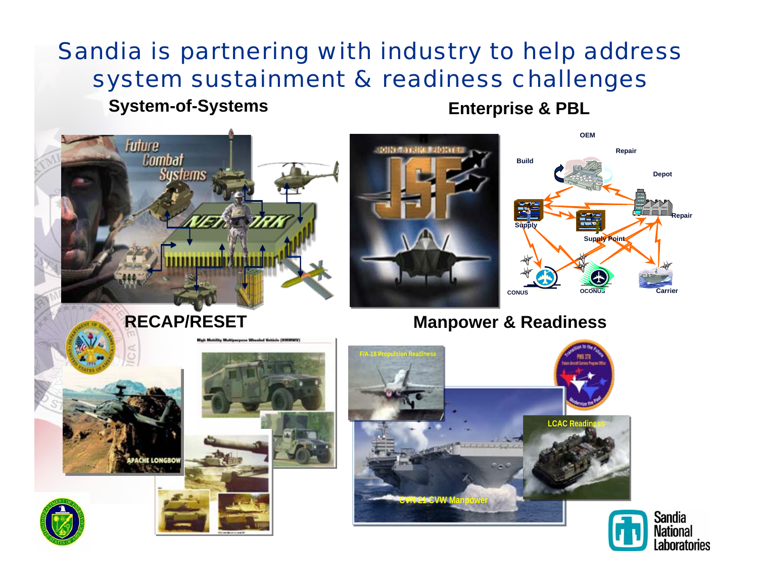# Sandia is partnering with industry to help address system sustainment & readiness challenges

**System-of-Systems**

**Enterprise & PBL**

**RECAP/RESET**

**Manpower & Readiness**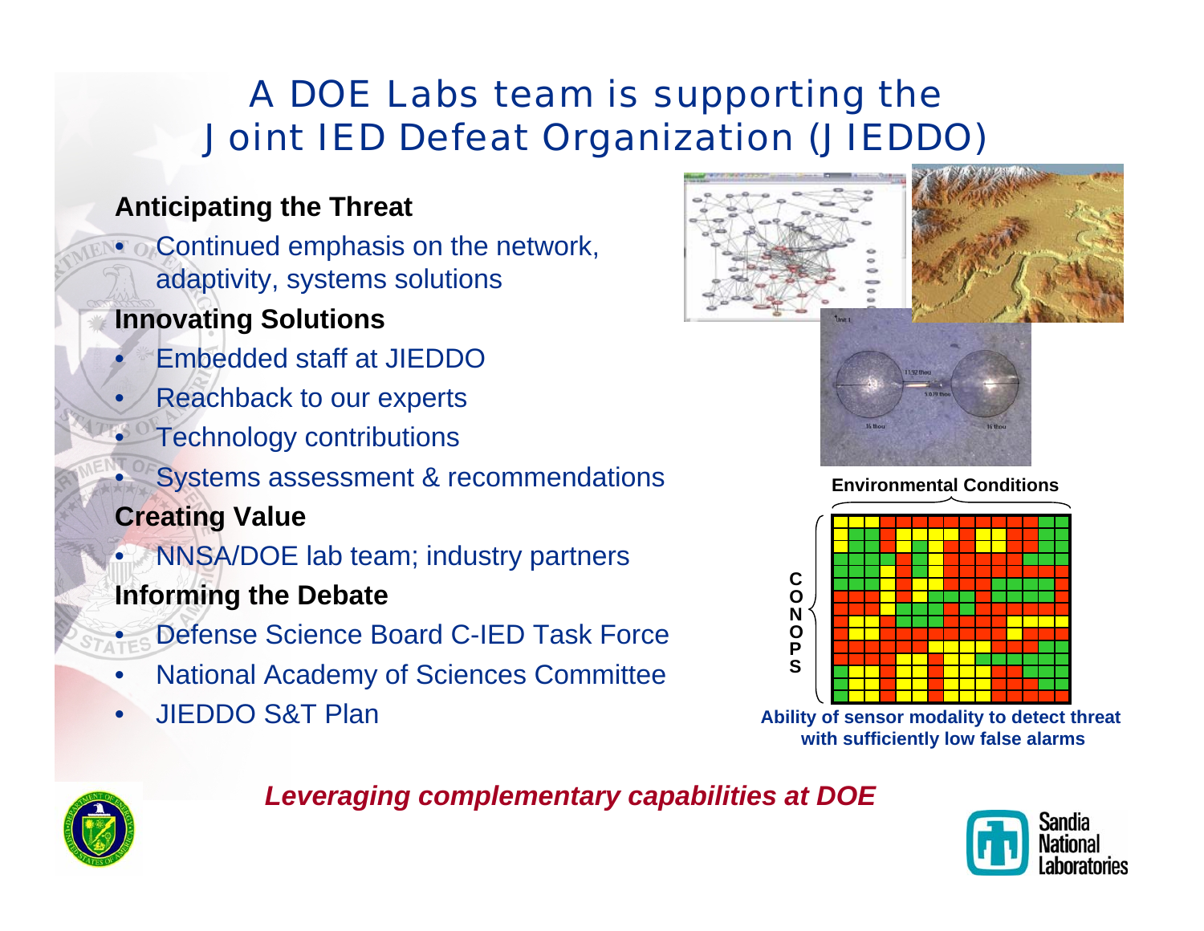# A DOE Labs team is supporting the Joint IED Defeat Organization (JIEDDO)

**Anticipating the Threat**

- Continued emphasis on the network, adaptivity, systems solutions

**Innovating Solutions**

- Embedded staff at JIEDDO
- Reachback to our experts
- Technology contributions
- Systems assessment & recommendations

**Creating Value**

- NNSA/DOE lab team; industry partners

**Informing the Debate**

- Defense Science Board C-IED Task Force
- National Academy of Sciences Committee
- JIEDDO S&T Plan

**Environmental Conditions**

**CONOPS**

**Ability of sensor modality to detect threat with sufficiently low false alarms**

***Leveraging complementary capabilities at DOE***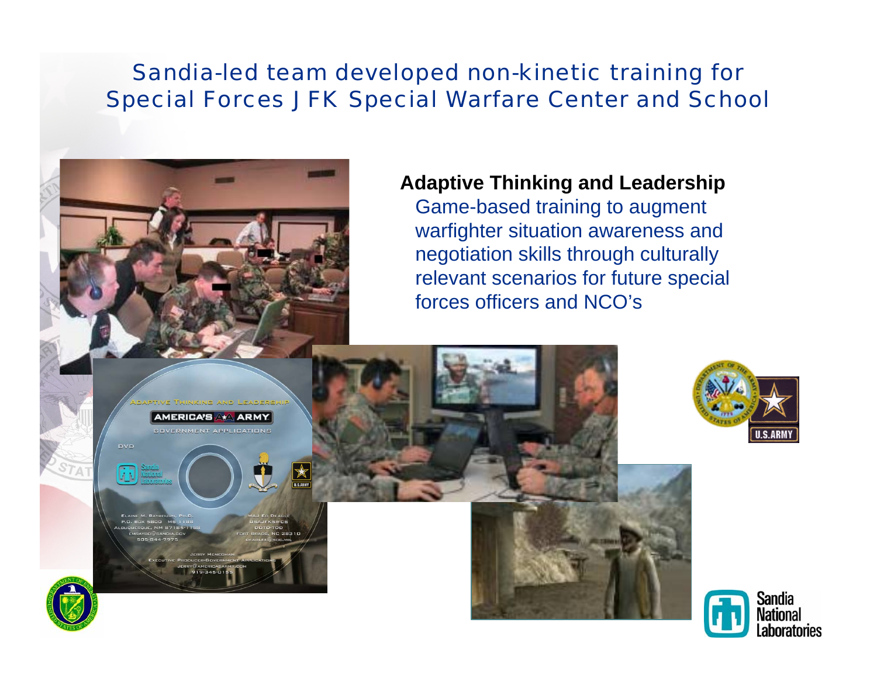# Sandia-led team developed non-kinetic training for Special Forces JFK Special Warfare Center and School

**Adaptive Thinking and Leadership**

Game-based training to augment warfighter situation awareness and negotiation skills through culturally relevant scenarios for future special forces officers and NCO's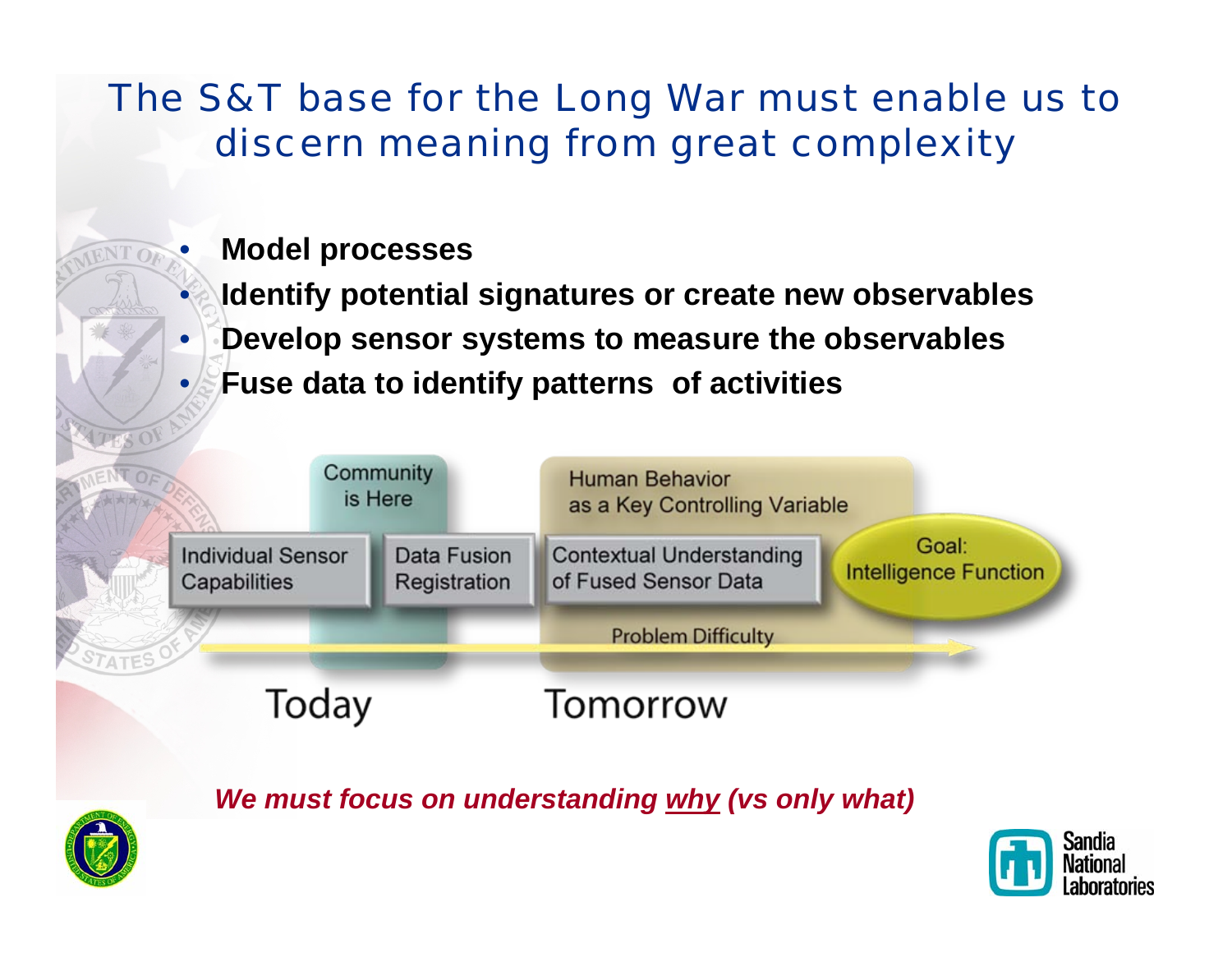# The S&T base for the Long War must enable us to discern meaning from great complexity

- **Model processes**
- **Identify potential signatures or create new observables**
- **Develop sensor systems to measure the observables**
- **Fuse data to identify patterns of activities**

Community is Here

Human Behavior as a Key Controlling Variable

Individual Sensor Capabilities

Data Fusion Registration

Contextual Understanding of Fused Sensor Data

Goal: Intelligence Function

Problem Difficulty

Today

Tomorrow

***We must focus on understanding <u>why</u> (vs only what)***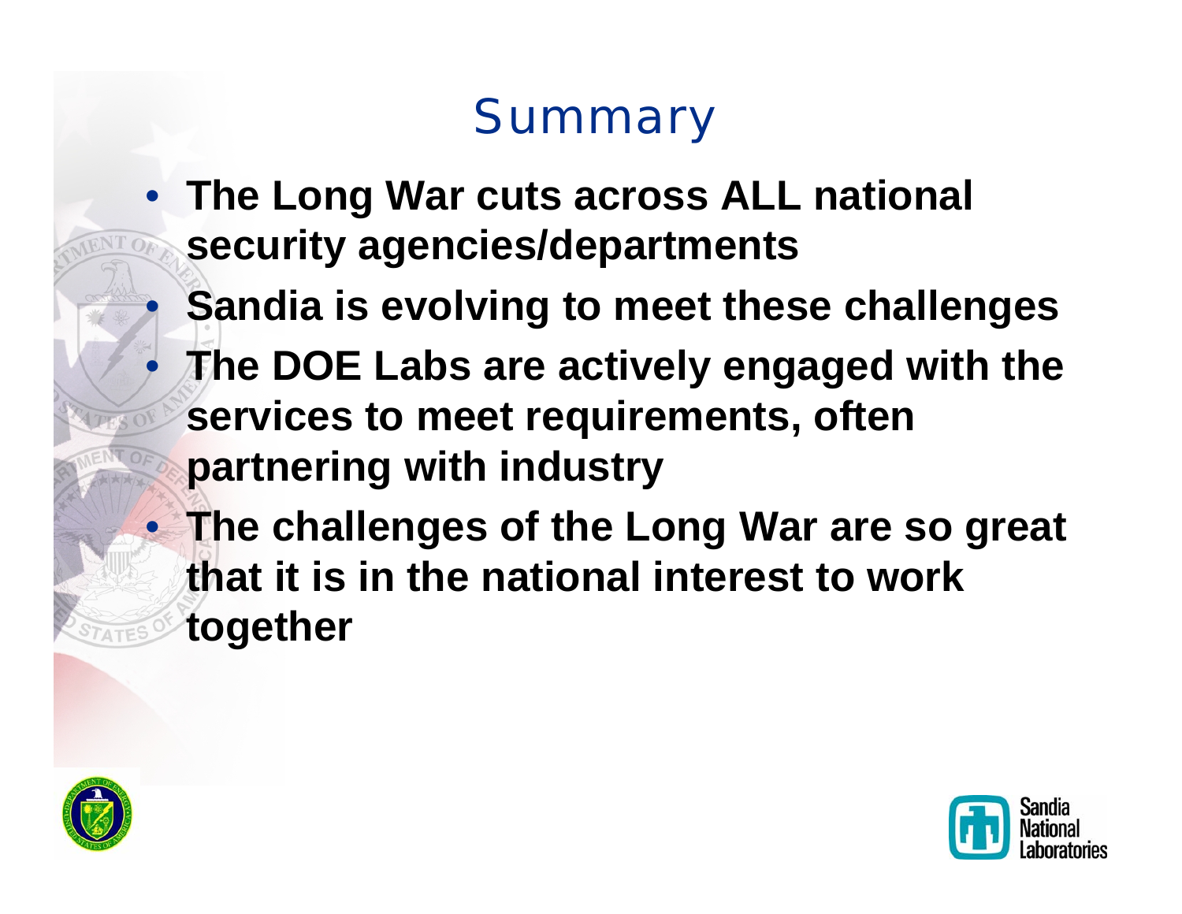# Summary

- **The Long War cuts across ALL national security agencies/departments**
- **Sandia is evolving to meet these challenges**
- **The DOE Labs are actively engaged with the services to meet requirements, often partnering with industry**
- **The challenges of the Long War are so great that it is in the national interest to work together**

Sandia National Laboratories